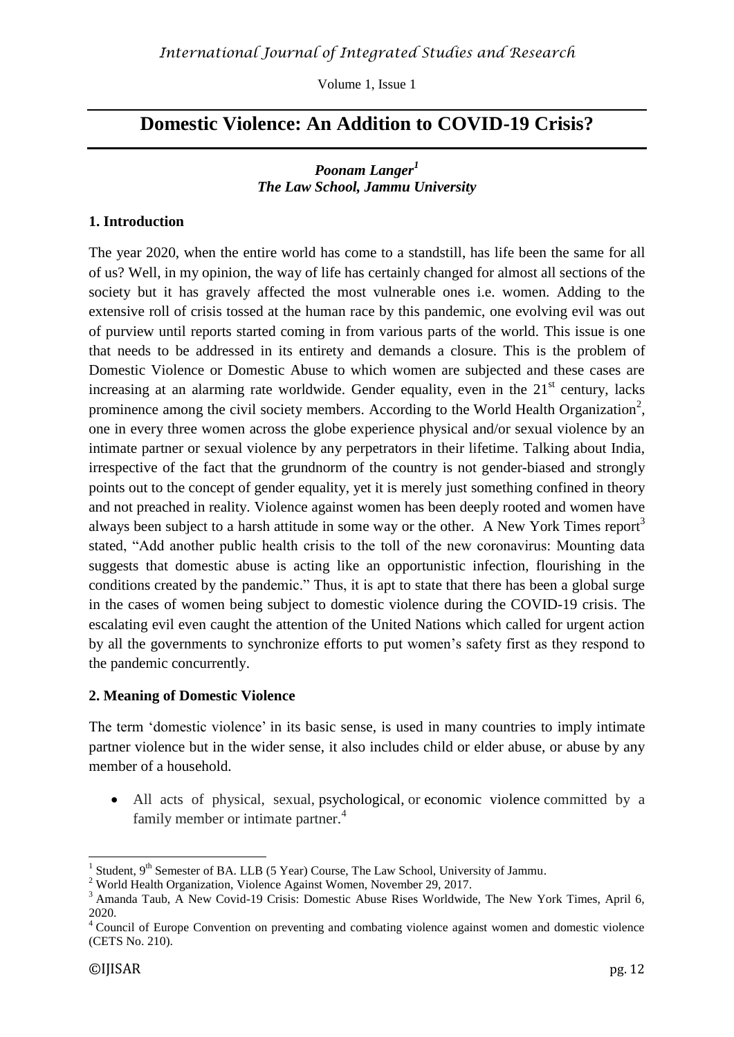# Domestic Violence: An Addition to COVID-19 Crisis?

***Poonam Langer*[1]**
***The Law School, Jammu University***

## 1. Introduction

The year 2020, when the entire world has come to a standstill, has life been the same for all of us? Well, in my opinion, the way of life has certainly changed for almost all sections of the society but it has gravely affected the most vulnerable ones i.e. women. Adding to the extensive roll of crisis tossed at the human race by this pandemic, one evolving evil was out of purview until reports started coming in from various parts of the world. This issue is one that needs to be addressed in its entirety and demands a closure. This is the problem of Domestic Violence or Domestic Abuse to which women are subjected and these cases are increasing at an alarming rate worldwide. Gender equality, even in the 21st century, lacks prominence among the civil society members. According to the World Health Organization[2], one in every three women across the globe experience physical and/or sexual violence by an intimate partner or sexual violence by any perpetrators in their lifetime. Talking about India, irrespective of the fact that the grundnorm of the country is not gender-biased and strongly points out to the concept of gender equality, yet it is merely just something confined in theory and not preached in reality. Violence against women has been deeply rooted and women have always been subject to a harsh attitude in some way or the other. A New York Times report[3] stated, "Add another public health crisis to the toll of the new coronavirus: Mounting data suggests that domestic abuse is acting like an opportunistic infection, flourishing in the conditions created by the pandemic." Thus, it is apt to state that there has been a global surge in the cases of women being subject to domestic violence during the COVID-19 crisis. The escalating evil even caught the attention of the United Nations which called for urgent action by all the governments to synchronize efforts to put women's safety first as they respond to the pandemic concurrently.

## 2. Meaning of Domestic Violence

The term 'domestic violence' in its basic sense, is used in many countries to imply intimate partner violence but in the wider sense, it also includes child or elder abuse, or abuse by any member of a household.

- All acts of physical, sexual, psychological, or economic violence committed by a family member or intimate partner.[4]

---

[1] Student, 9th Semester of BA. LLB (5 Year) Course, The Law School, University of Jammu.

[2] World Health Organization, Violence Against Women, November 29, 2017.

[3] Amanda Taub, A New Covid-19 Crisis: Domestic Abuse Rises Worldwide, The New York Times, April 6, 2020.

[4] Council of Europe Convention on preventing and combating violence against women and domestic violence (CETS No. 210).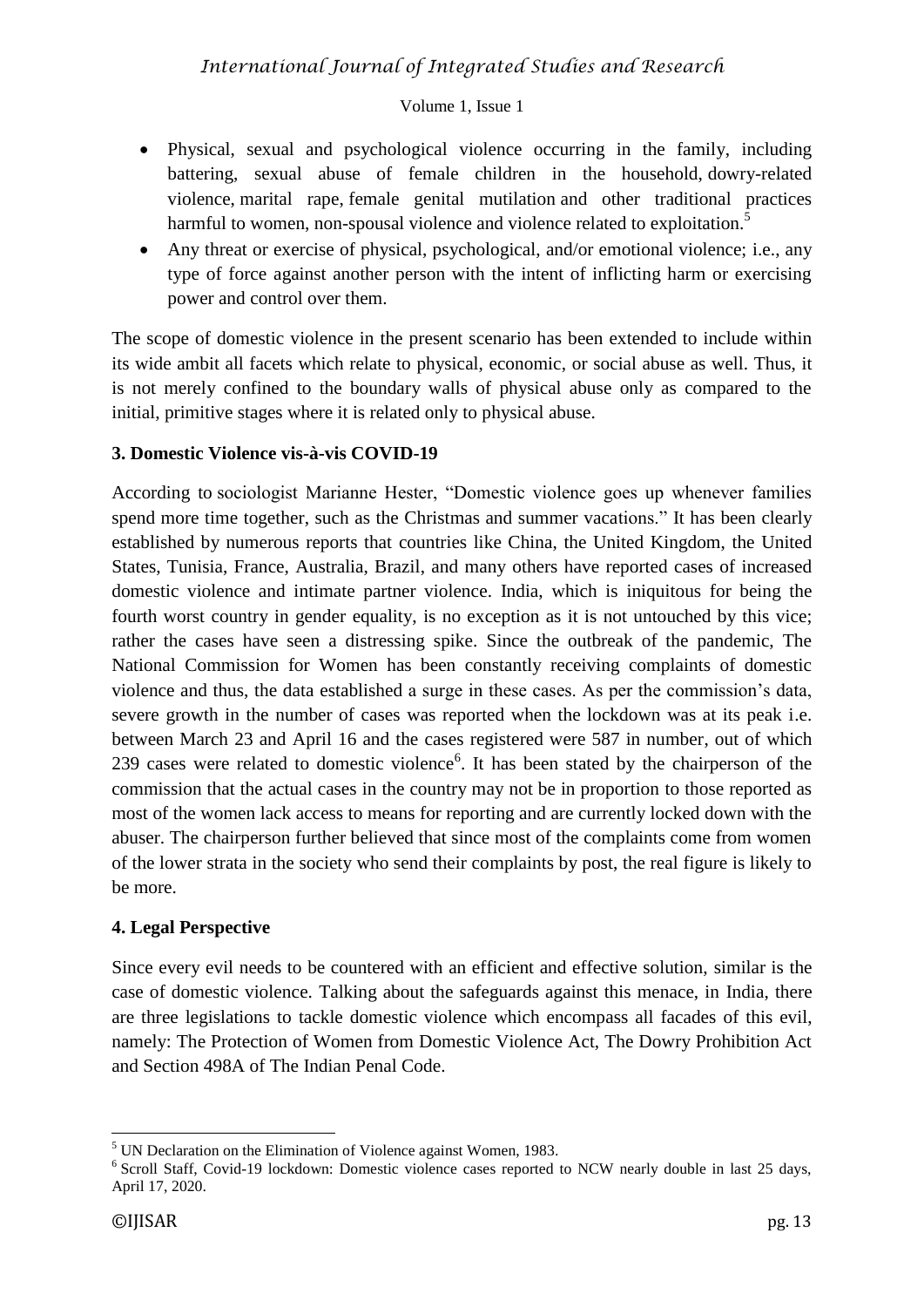- Physical, sexual and psychological violence occurring in the family, including battering, sexual abuse of female children in the household, dowry-related violence, marital rape, female genital mutilation and other traditional practices harmful to women, non-spousal violence and violence related to exploitation.[5]
- Any threat or exercise of physical, psychological, and/or emotional violence; i.e., any type of force against another person with the intent of inflicting harm or exercising power and control over them.

The scope of domestic violence in the present scenario has been extended to include within its wide ambit all facets which relate to physical, economic, or social abuse as well. Thus, it is not merely confined to the boundary walls of physical abuse only as compared to the initial, primitive stages where it is related only to physical abuse.

## 3. Domestic Violence vis-à-vis COVID-19

According to sociologist Marianne Hester, "Domestic violence goes up whenever families spend more time together, such as the Christmas and summer vacations." It has been clearly established by numerous reports that countries like China, the United Kingdom, the United States, Tunisia, France, Australia, Brazil, and many others have reported cases of increased domestic violence and intimate partner violence. India, which is iniquitous for being the fourth worst country in gender equality, is no exception as it is not untouched by this vice; rather the cases have seen a distressing spike. Since the outbreak of the pandemic, The National Commission for Women has been constantly receiving complaints of domestic violence and thus, the data established a surge in these cases. As per the commission's data, severe growth in the number of cases was reported when the lockdown was at its peak i.e. between March 23 and April 16 and the cases registered were 587 in number, out of which 239 cases were related to domestic violence[6]. It has been stated by the chairperson of the commission that the actual cases in the country may not be in proportion to those reported as most of the women lack access to means for reporting and are currently locked down with the abuser. The chairperson further believed that since most of the complaints come from women of the lower strata in the society who send their complaints by post, the real figure is likely to be more.

## 4. Legal Perspective

Since every evil needs to be countered with an efficient and effective solution, similar is the case of domestic violence. Talking about the safeguards against this menace, in India, there are three legislations to tackle domestic violence which encompass all facades of this evil, namely: The Protection of Women from Domestic Violence Act, The Dowry Prohibition Act and Section 498A of The Indian Penal Code.

---

[5] UN Declaration on the Elimination of Violence against Women, 1983.

[6] Scroll Staff, Covid-19 lockdown: Domestic violence cases reported to NCW nearly double in last 25 days, April 17, 2020.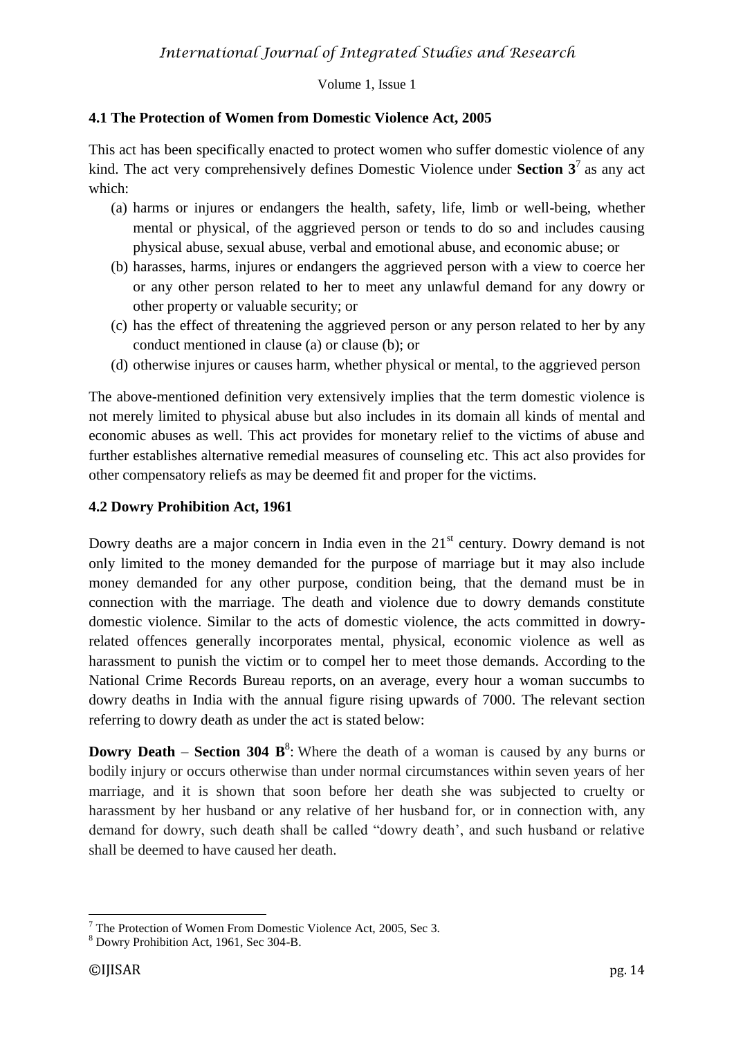## 4.1 The Protection of Women from Domestic Violence Act, 2005

This act has been specifically enacted to protect women who suffer domestic violence of any kind. The act very comprehensively defines Domestic Violence under **Section 3**[7] as any act which:

(a) harms or injures or endangers the health, safety, life, limb or well-being, whether mental or physical, of the aggrieved person or tends to do so and includes causing physical abuse, sexual abuse, verbal and emotional abuse, and economic abuse; or

(b) harasses, harms, injures or endangers the aggrieved person with a view to coerce her or any other person related to her to meet any unlawful demand for any dowry or other property or valuable security; or

(c) has the effect of threatening the aggrieved person or any person related to her by any conduct mentioned in clause (a) or clause (b); or

(d) otherwise injures or causes harm, whether physical or mental, to the aggrieved person

The above-mentioned definition very extensively implies that the term domestic violence is not merely limited to physical abuse but also includes in its domain all kinds of mental and economic abuses as well. This act provides for monetary relief to the victims of abuse and further establishes alternative remedial measures of counseling etc. This act also provides for other compensatory reliefs as may be deemed fit and proper for the victims.

## 4.2 Dowry Prohibition Act, 1961

Dowry deaths are a major concern in India even in the 21st century. Dowry demand is not only limited to the money demanded for the purpose of marriage but it may also include money demanded for any other purpose, condition being, that the demand must be in connection with the marriage. The death and violence due to dowry demands constitute domestic violence. Similar to the acts of domestic violence, the acts committed in dowry-related offences generally incorporates mental, physical, economic violence as well as harassment to punish the victim or to compel her to meet those demands. According to the National Crime Records Bureau reports, on an average, every hour a woman succumbs to dowry deaths in India with the annual figure rising upwards of 7000. The relevant section referring to dowry death as under the act is stated below:

**Dowry Death** – **Section 304 B**[8]: Where the death of a woman is caused by any burns or bodily injury or occurs otherwise than under normal circumstances within seven years of her marriage, and it is shown that soon before her death she was subjected to cruelty or harassment by her husband or any relative of her husband for, or in connection with, any demand for dowry, such death shall be called "dowry death', and such husband or relative shall be deemed to have caused her death.

---

[7] The Protection of Women From Domestic Violence Act, 2005, Sec 3.

[8] Dowry Prohibition Act, 1961, Sec 304-B.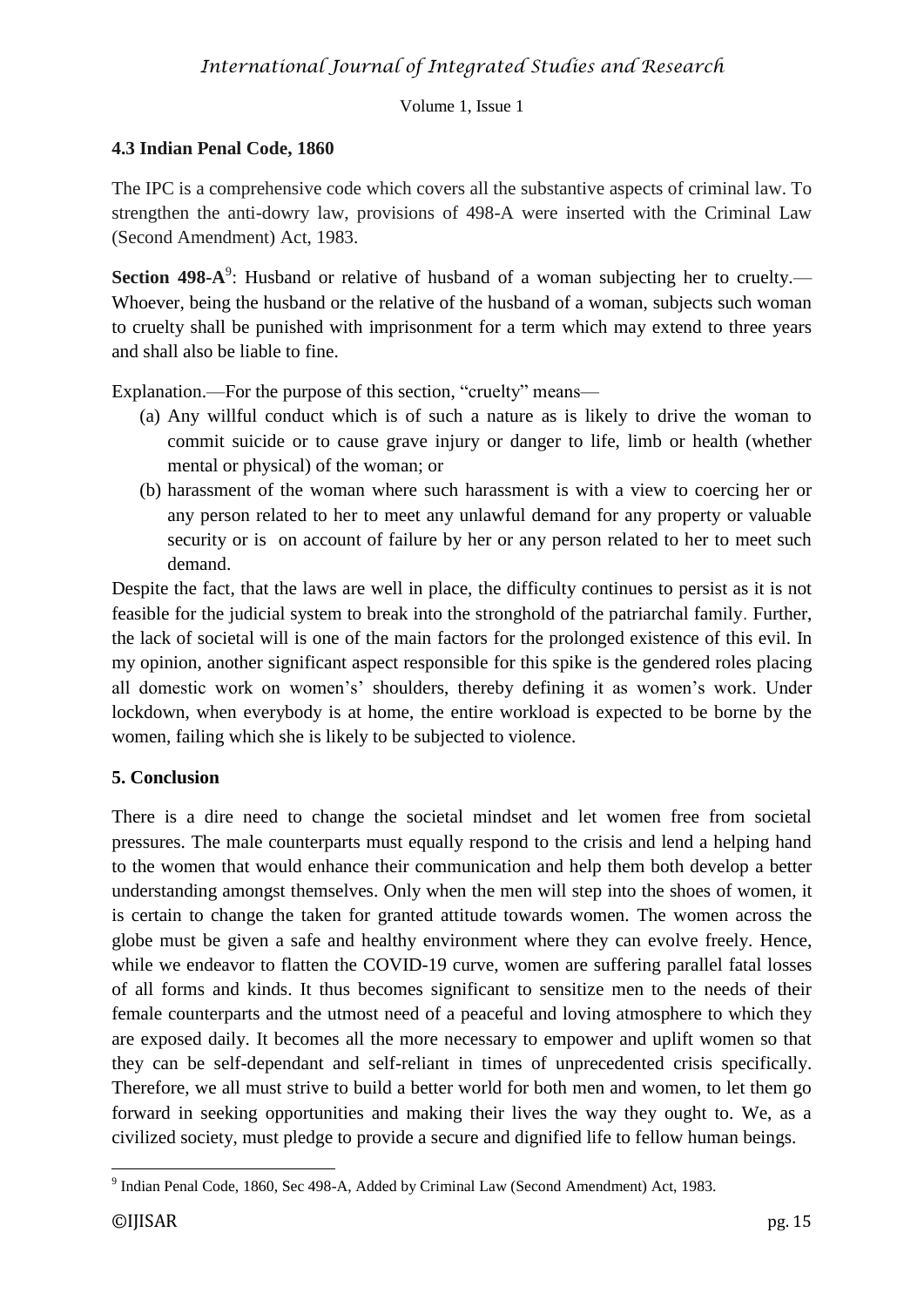### 4.3 Indian Penal Code, 1860

The IPC is a comprehensive code which covers all the substantive aspects of criminal law. To strengthen the anti-dowry law, provisions of 498-A were inserted with the Criminal Law (Second Amendment) Act, 1983.

**Section 498-A**[9]: Husband or relative of husband of a woman subjecting her to cruelty.— Whoever, being the husband or the relative of the husband of a woman, subjects such woman to cruelty shall be punished with imprisonment for a term which may extend to three years and shall also be liable to fine.

Explanation.—For the purpose of this section, "cruelty" means—

(a) Any willful conduct which is of such a nature as is likely to drive the woman to commit suicide or to cause grave injury or danger to life, limb or health (whether mental or physical) of the woman; or

(b) harassment of the woman where such harassment is with a view to coercing her or any person related to her to meet any unlawful demand for any property or valuable security or is on account of failure by her or any person related to her to meet such demand.

Despite the fact, that the laws are well in place, the difficulty continues to persist as it is not feasible for the judicial system to break into the stronghold of the patriarchal family. Further, the lack of societal will is one of the main factors for the prolonged existence of this evil. In my opinion, another significant aspect responsible for this spike is the gendered roles placing all domestic work on women's' shoulders, thereby defining it as women's work. Under lockdown, when everybody is at home, the entire workload is expected to be borne by the women, failing which she is likely to be subjected to violence.

### 5. Conclusion

There is a dire need to change the societal mindset and let women free from societal pressures. The male counterparts must equally respond to the crisis and lend a helping hand to the women that would enhance their communication and help them both develop a better understanding amongst themselves. Only when the men will step into the shoes of women, it is certain to change the taken for granted attitude towards women. The women across the globe must be given a safe and healthy environment where they can evolve freely. Hence, while we endeavor to flatten the COVID-19 curve, women are suffering parallel fatal losses of all forms and kinds. It thus becomes significant to sensitize men to the needs of their female counterparts and the utmost need of a peaceful and loving atmosphere to which they are exposed daily. It becomes all the more necessary to empower and uplift women so that they can be self-dependant and self-reliant in times of unprecedented crisis specifically. Therefore, we all must strive to build a better world for both men and women, to let them go forward in seeking opportunities and making their lives the way they ought to. We, as a civilized society, must pledge to provide a secure and dignified life to fellow human beings.

---

[9] Indian Penal Code, 1860, Sec 498-A, Added by Criminal Law (Second Amendment) Act, 1983.